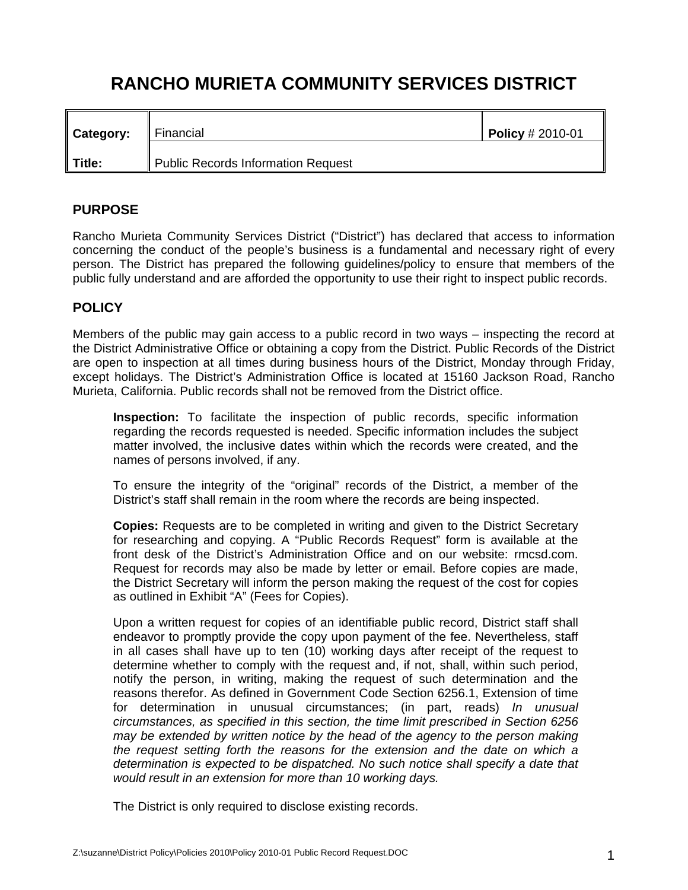# RANCHO MURIETA COMMUNITY SERVICES DISTRICT

| **Category:** | Financial | **Policy** # 2010-01 |
|---|---|---|
| **Title:** | Public Records Information Request | |

## PURPOSE

Rancho Murieta Community Services District ("District") has declared that access to information concerning the conduct of the people's business is a fundamental and necessary right of every person. The District has prepared the following guidelines/policy to ensure that members of the public fully understand and are afforded the opportunity to use their right to inspect public records.

## POLICY

Members of the public may gain access to a public record in two ways – inspecting the record at the District Administrative Office or obtaining a copy from the District. Public Records of the District are open to inspection at all times during business hours of the District, Monday through Friday, except holidays. The District's Administration Office is located at 15160 Jackson Road, Rancho Murieta, California. Public records shall not be removed from the District office.

**Inspection:** To facilitate the inspection of public records, specific information regarding the records requested is needed. Specific information includes the subject matter involved, the inclusive dates within which the records were created, and the names of persons involved, if any.

To ensure the integrity of the "original" records of the District, a member of the District's staff shall remain in the room where the records are being inspected.

**Copies:** Requests are to be completed in writing and given to the District Secretary for researching and copying. A "Public Records Request" form is available at the front desk of the District's Administration Office and on our website: rmcsd.com. Request for records may also be made by letter or email. Before copies are made, the District Secretary will inform the person making the request of the cost for copies as outlined in Exhibit "A" (Fees for Copies).

Upon a written request for copies of an identifiable public record, District staff shall endeavor to promptly provide the copy upon payment of the fee. Nevertheless, staff in all cases shall have up to ten (10) working days after receipt of the request to determine whether to comply with the request and, if not, shall, within such period, notify the person, in writing, making the request of such determination and the reasons therefor. As defined in Government Code Section 6256.1, Extension of time for determination in unusual circumstances; (in part, reads) *In unusual circumstances, as specified in this section, the time limit prescribed in Section 6256 may be extended by written notice by the head of the agency to the person making the request setting forth the reasons for the extension and the date on which a determination is expected to be dispatched. No such notice shall specify a date that would result in an extension for more than 10 working days.*

The District is only required to disclose existing records.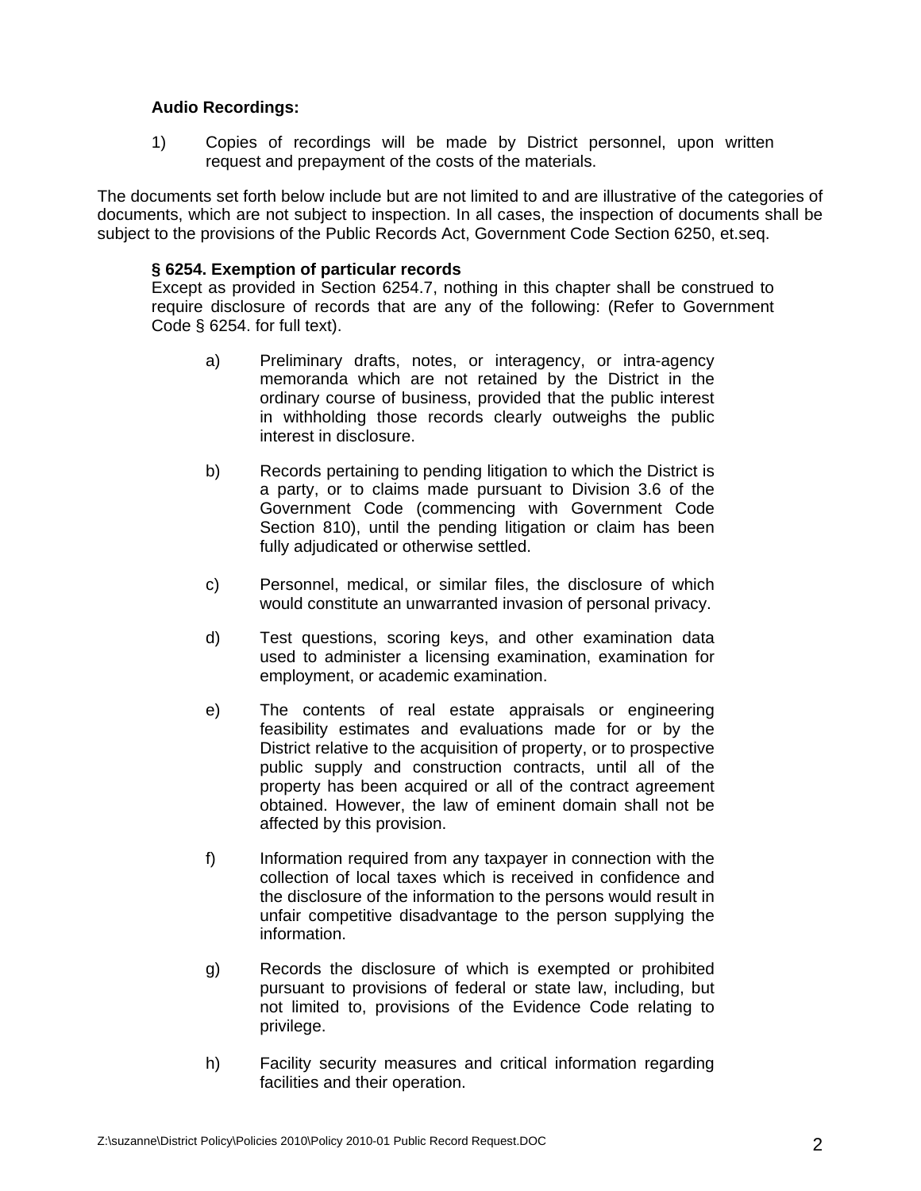**Audio Recordings:**

1) Copies of recordings will be made by District personnel, upon written request and prepayment of the costs of the materials.

The documents set forth below include but are not limited to and are illustrative of the categories of documents, which are not subject to inspection. In all cases, the inspection of documents shall be subject to the provisions of the Public Records Act, Government Code Section 6250, et.seq.

**§ 6254. Exemption of particular records**
Except as provided in Section 6254.7, nothing in this chapter shall be construed to require disclosure of records that are any of the following: (Refer to Government Code § 6254. for full text).

a) Preliminary drafts, notes, or interagency, or intra-agency memoranda which are not retained by the District in the ordinary course of business, provided that the public interest in withholding those records clearly outweighs the public interest in disclosure.

b) Records pertaining to pending litigation to which the District is a party, or to claims made pursuant to Division 3.6 of the Government Code (commencing with Government Code Section 810), until the pending litigation or claim has been fully adjudicated or otherwise settled.

c) Personnel, medical, or similar files, the disclosure of which would constitute an unwarranted invasion of personal privacy.

d) Test questions, scoring keys, and other examination data used to administer a licensing examination, examination for employment, or academic examination.

e) The contents of real estate appraisals or engineering feasibility estimates and evaluations made for or by the District relative to the acquisition of property, or to prospective public supply and construction contracts, until all of the property has been acquired or all of the contract agreement obtained. However, the law of eminent domain shall not be affected by this provision.

f) Information required from any taxpayer in connection with the collection of local taxes which is received in confidence and the disclosure of the information to the persons would result in unfair competitive disadvantage to the person supplying the information.

g) Records the disclosure of which is exempted or prohibited pursuant to provisions of federal or state law, including, but not limited to, provisions of the Evidence Code relating to privilege.

h) Facility security measures and critical information regarding facilities and their operation.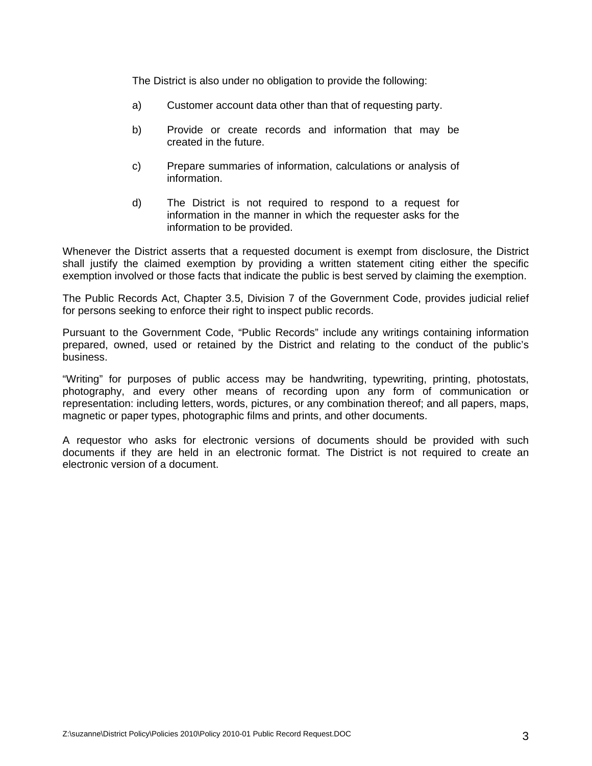The District is also under no obligation to provide the following:

a) Customer account data other than that of requesting party.

b) Provide or create records and information that may be created in the future.

c) Prepare summaries of information, calculations or analysis of information.

d) The District is not required to respond to a request for information in the manner in which the requester asks for the information to be provided.

Whenever the District asserts that a requested document is exempt from disclosure, the District shall justify the claimed exemption by providing a written statement citing either the specific exemption involved or those facts that indicate the public is best served by claiming the exemption.

The Public Records Act, Chapter 3.5, Division 7 of the Government Code, provides judicial relief for persons seeking to enforce their right to inspect public records.

Pursuant to the Government Code, "Public Records" include any writings containing information prepared, owned, used or retained by the District and relating to the conduct of the public's business.

"Writing" for purposes of public access may be handwriting, typewriting, printing, photostats, photography, and every other means of recording upon any form of communication or representation: including letters, words, pictures, or any combination thereof; and all papers, maps, magnetic or paper types, photographic films and prints, and other documents.

A requestor who asks for electronic versions of documents should be provided with such documents if they are held in an electronic format. The District is not required to create an electronic version of a document.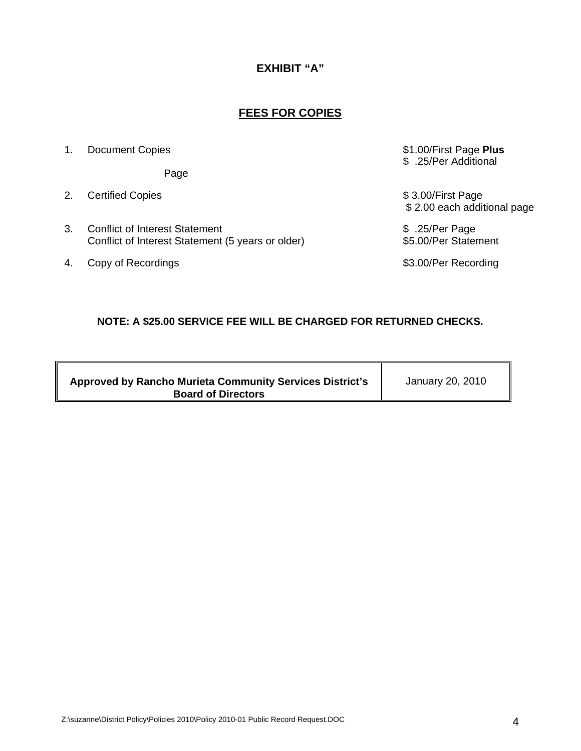**EXHIBIT "A"**

**FEES FOR COPIES**

| | | |
|---|---|---|
| 1. | Document Copies | $1.00/First Page **Plus** $ .25/Per Additional Page |
| 2. | Certified Copies | $ 3.00/First Page $ 2.00 each additional page |
| 3. | Conflict of Interest Statement | $ .25/Per Page |
| | Conflict of Interest Statement (5 years or older) | $5.00/Per Statement |
| 4. | Copy of Recordings | $3.00/Per Recording |

**NOTE: A $25.00 SERVICE FEE WILL BE CHARGED FOR RETURNED CHECKS.**

| | |
|---|---|
| **Approved by Rancho Murieta Community Services District's Board of Directors** | January 20, 2010 |

Z:\suzanne\District Policy\Policies 2010\Policy 2010-01 Public Record Request.DOC